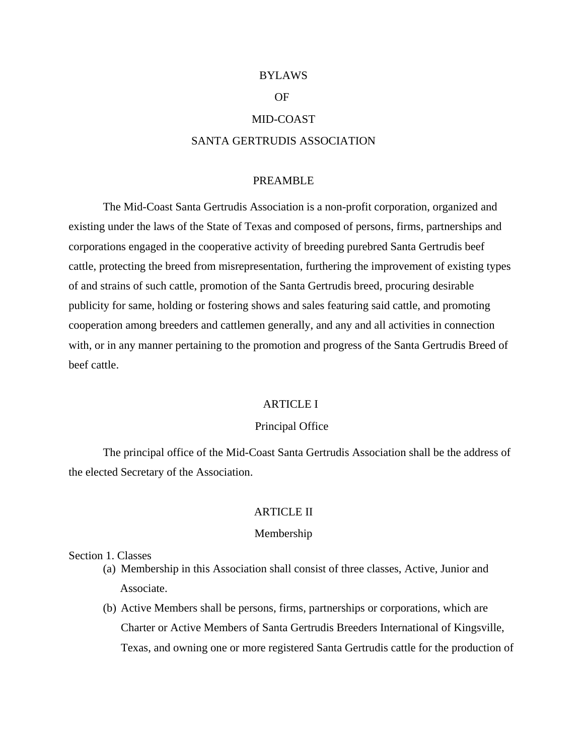# BYLAWS

# OF

# MID-COAST

# SANTA GERTRUDIS ASSOCIATION

## PREAMBLE

The Mid-Coast Santa Gertrudis Association is a non-profit corporation, organized and existing under the laws of the State of Texas and composed of persons, firms, partnerships and corporations engaged in the cooperative activity of breeding purebred Santa Gertrudis beef cattle, protecting the breed from misrepresentation, furthering the improvement of existing types of and strains of such cattle, promotion of the Santa Gertrudis breed, procuring desirable publicity for same, holding or fostering shows and sales featuring said cattle, and promoting cooperation among breeders and cattlemen generally, and any and all activities in connection with, or in any manner pertaining to the promotion and progress of the Santa Gertrudis Breed of beef cattle.

## ARTICLE I

### Principal Office

The principal office of the Mid-Coast Santa Gertrudis Association shall be the address of the elected Secretary of the Association.

## ARTICLE II

### Membership

Section 1. Classes

(a) Membership in this Association shall consist of three classes, Active, Junior and Associate.

(b) Active Members shall be persons, firms, partnerships or corporations, which are Charter or Active Members of Santa Gertrudis Breeders International of Kingsville, Texas, and owning one or more registered Santa Gertrudis cattle for the production of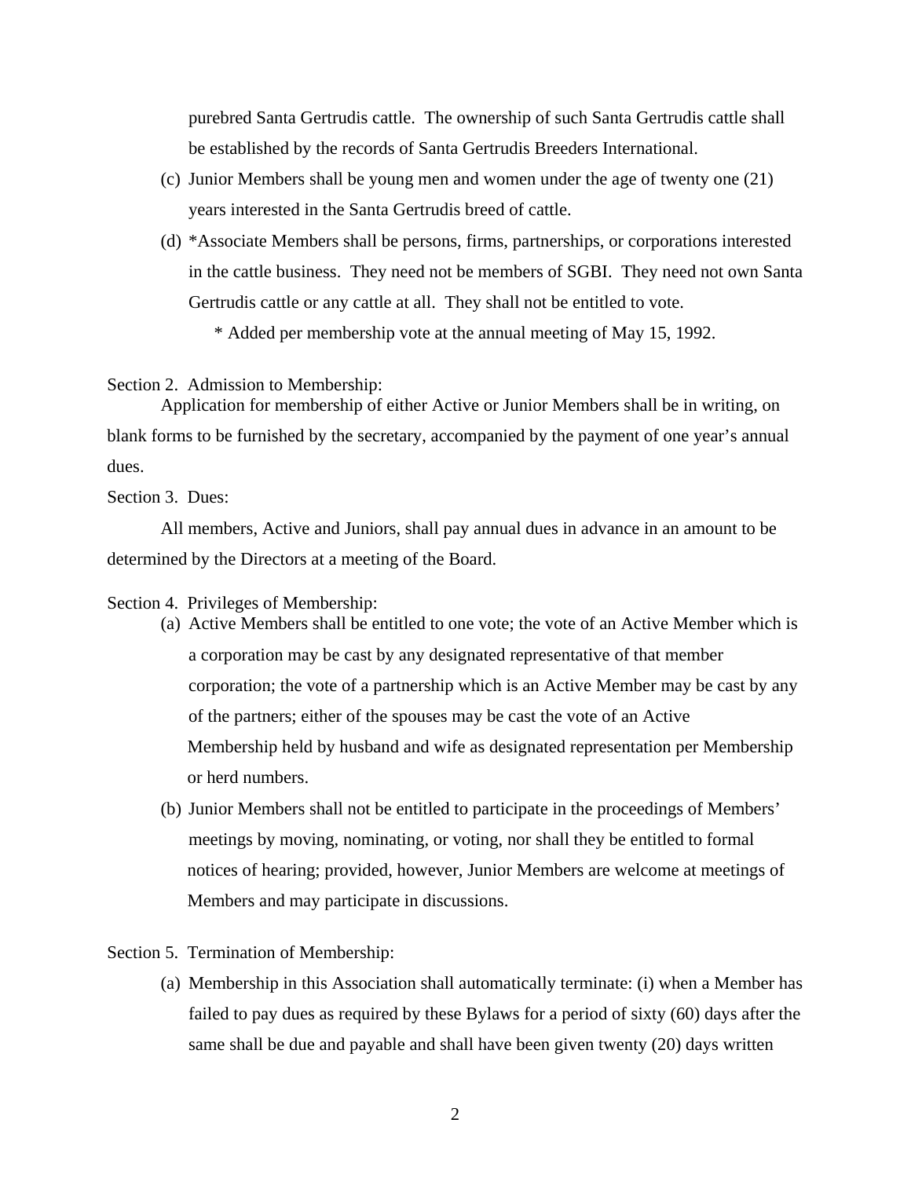purebred Santa Gertrudis cattle. The ownership of such Santa Gertrudis cattle shall be established by the records of Santa Gertrudis Breeders International.

(c) Junior Members shall be young men and women under the age of twenty one (21) years interested in the Santa Gertrudis breed of cattle.

(d) *Associate Members shall be persons, firms, partnerships, or corporations interested in the cattle business. They need not be members of SGBI. They need not own Santa Gertrudis cattle or any cattle at all. They shall not be entitled to vote.

\* Added per membership vote at the annual meeting of May 15, 1992.

Section 2. Admission to Membership:

Application for membership of either Active or Junior Members shall be in writing, on blank forms to be furnished by the secretary, accompanied by the payment of one year's annual dues.

Section 3. Dues:

All members, Active and Juniors, shall pay annual dues in advance in an amount to be determined by the Directors at a meeting of the Board.

Section 4. Privileges of Membership:

(a) Active Members shall be entitled to one vote; the vote of an Active Member which is a corporation may be cast by any designated representative of that member corporation; the vote of a partnership which is an Active Member may be cast by any of the partners; either of the spouses may be cast the vote of an Active Membership held by husband and wife as designated representation per Membership or herd numbers.

(b) Junior Members shall not be entitled to participate in the proceedings of Members' meetings by moving, nominating, or voting, nor shall they be entitled to formal notices of hearing; provided, however, Junior Members are welcome at meetings of Members and may participate in discussions.

Section 5. Termination of Membership:

(a) Membership in this Association shall automatically terminate: (i) when a Member has failed to pay dues as required by these Bylaws for a period of sixty (60) days after the same shall be due and payable and shall have been given twenty (20) days written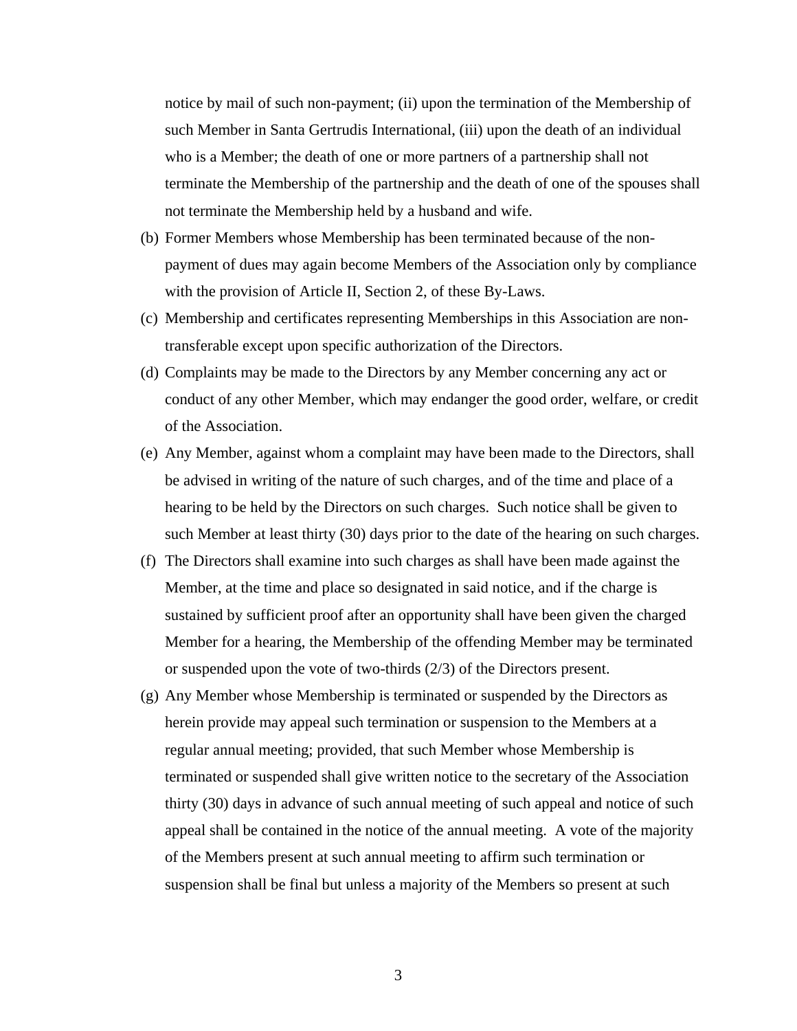notice by mail of such non-payment; (ii) upon the termination of the Membership of such Member in Santa Gertrudis International, (iii) upon the death of an individual who is a Member; the death of one or more partners of a partnership shall not terminate the Membership of the partnership and the death of one of the spouses shall not terminate the Membership held by a husband and wife.

(b) Former Members whose Membership has been terminated because of the non-payment of dues may again become Members of the Association only by compliance with the provision of Article II, Section 2, of these By-Laws.

(c) Membership and certificates representing Memberships in this Association are non-transferable except upon specific authorization of the Directors.

(d) Complaints may be made to the Directors by any Member concerning any act or conduct of any other Member, which may endanger the good order, welfare, or credit of the Association.

(e) Any Member, against whom a complaint may have been made to the Directors, shall be advised in writing of the nature of such charges, and of the time and place of a hearing to be held by the Directors on such charges. Such notice shall be given to such Member at least thirty (30) days prior to the date of the hearing on such charges.

(f) The Directors shall examine into such charges as shall have been made against the Member, at the time and place so designated in said notice, and if the charge is sustained by sufficient proof after an opportunity shall have been given the charged Member for a hearing, the Membership of the offending Member may be terminated or suspended upon the vote of two-thirds (2/3) of the Directors present.

(g) Any Member whose Membership is terminated or suspended by the Directors as herein provide may appeal such termination or suspension to the Members at a regular annual meeting; provided, that such Member whose Membership is terminated or suspended shall give written notice to the secretary of the Association thirty (30) days in advance of such annual meeting of such appeal and notice of such appeal shall be contained in the notice of the annual meeting. A vote of the majority of the Members present at such annual meeting to affirm such termination or suspension shall be final but unless a majority of the Members so present at such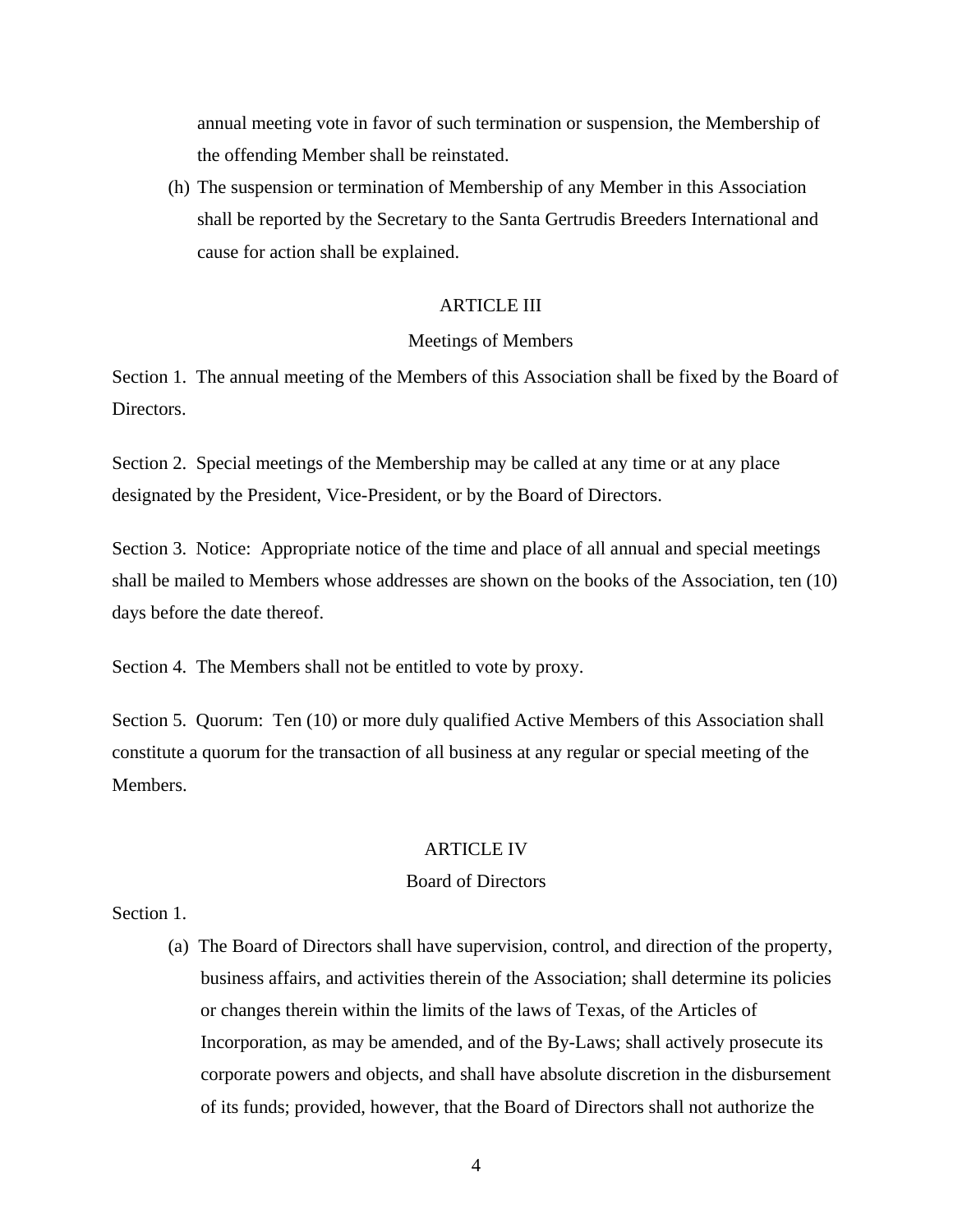annual meeting vote in favor of such termination or suspension, the Membership of the offending Member shall be reinstated.

(h) The suspension or termination of Membership of any Member in this Association shall be reported by the Secretary to the Santa Gertrudis Breeders International and cause for action shall be explained.

## ARTICLE III

### Meetings of Members

Section 1. The annual meeting of the Members of this Association shall be fixed by the Board of Directors.

Section 2. Special meetings of the Membership may be called at any time or at any place designated by the President, Vice-President, or by the Board of Directors.

Section 3. Notice: Appropriate notice of the time and place of all annual and special meetings shall be mailed to Members whose addresses are shown on the books of the Association, ten (10) days before the date thereof.

Section 4. The Members shall not be entitled to vote by proxy.

Section 5. Quorum: Ten (10) or more duly qualified Active Members of this Association shall constitute a quorum for the transaction of all business at any regular or special meeting of the Members.

## ARTICLE IV

### Board of Directors

Section 1.

(a) The Board of Directors shall have supervision, control, and direction of the property, business affairs, and activities therein of the Association; shall determine its policies or changes therein within the limits of the laws of Texas, of the Articles of Incorporation, as may be amended, and of the By-Laws; shall actively prosecute its corporate powers and objects, and shall have absolute discretion in the disbursement of its funds; provided, however, that the Board of Directors shall not authorize the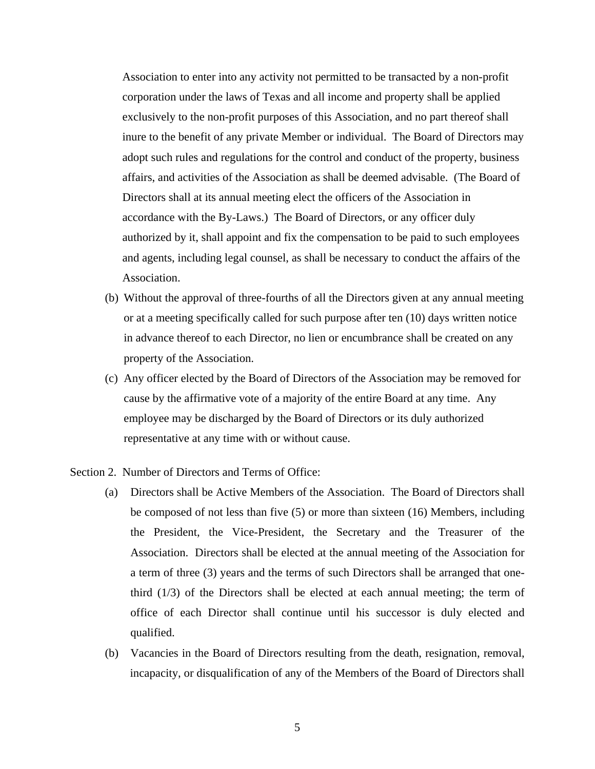Association to enter into any activity not permitted to be transacted by a non-profit corporation under the laws of Texas and all income and property shall be applied exclusively to the non-profit purposes of this Association, and no part thereof shall inure to the benefit of any private Member or individual. The Board of Directors may adopt such rules and regulations for the control and conduct of the property, business affairs, and activities of the Association as shall be deemed advisable. (The Board of Directors shall at its annual meeting elect the officers of the Association in accordance with the By-Laws.) The Board of Directors, or any officer duly authorized by it, shall appoint and fix the compensation to be paid to such employees and agents, including legal counsel, as shall be necessary to conduct the affairs of the Association.

(b) Without the approval of three-fourths of all the Directors given at any annual meeting or at a meeting specifically called for such purpose after ten (10) days written notice in advance thereof to each Director, no lien or encumbrance shall be created on any property of the Association.

(c) Any officer elected by the Board of Directors of the Association may be removed for cause by the affirmative vote of a majority of the entire Board at any time. Any employee may be discharged by the Board of Directors or its duly authorized representative at any time with or without cause.

Section 2. Number of Directors and Terms of Office:

(a) Directors shall be Active Members of the Association. The Board of Directors shall be composed of not less than five (5) or more than sixteen (16) Members, including the President, the Vice-President, the Secretary and the Treasurer of the Association. Directors shall be elected at the annual meeting of the Association for a term of three (3) years and the terms of such Directors shall be arranged that one-third (1/3) of the Directors shall be elected at each annual meeting; the term of office of each Director shall continue until his successor is duly elected and qualified.

(b) Vacancies in the Board of Directors resulting from the death, resignation, removal, incapacity, or disqualification of any of the Members of the Board of Directors shall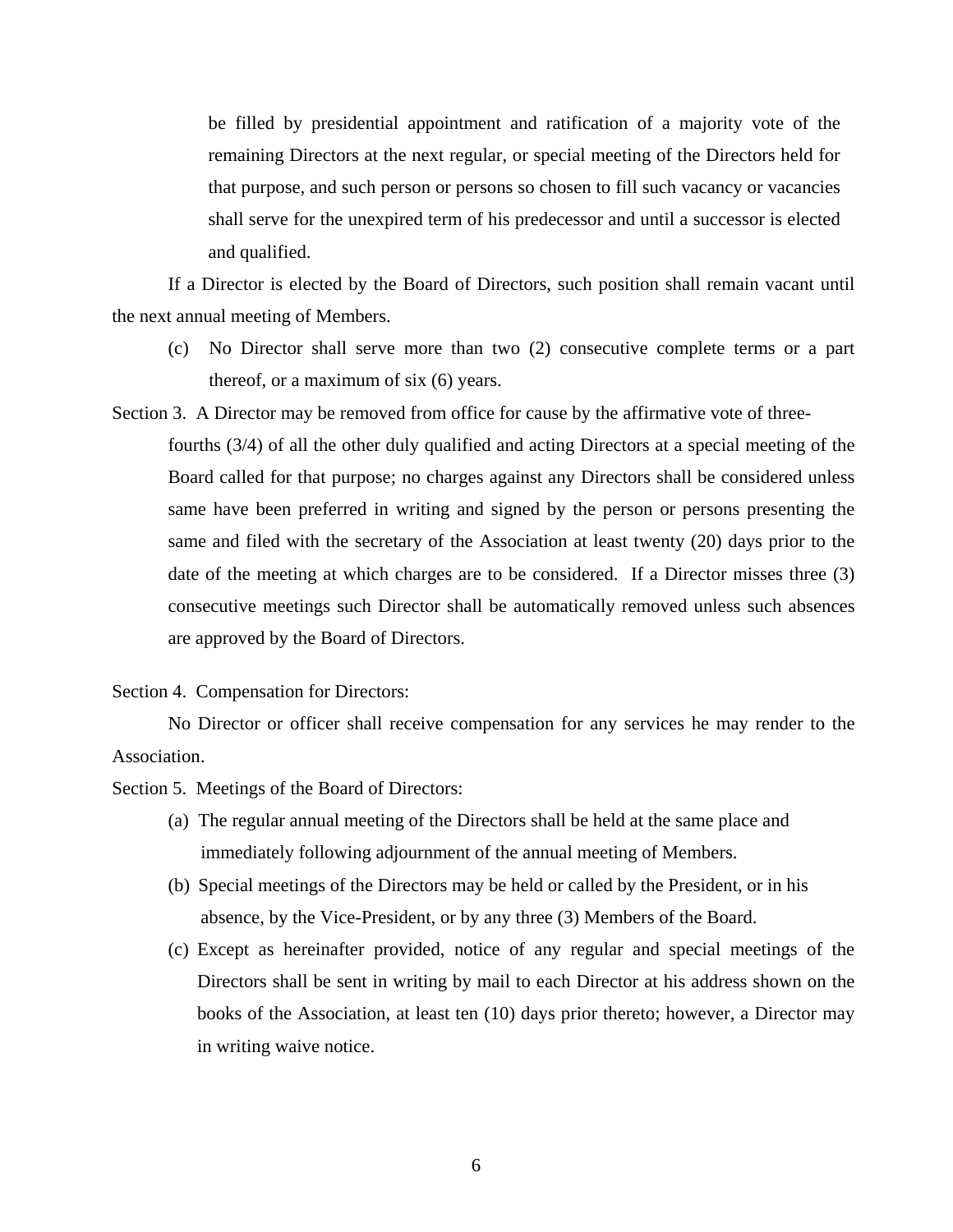be filled by presidential appointment and ratification of a majority vote of the remaining Directors at the next regular, or special meeting of the Directors held for that purpose, and such person or persons so chosen to fill such vacancy or vacancies shall serve for the unexpired term of his predecessor and until a successor is elected and qualified.

If a Director is elected by the Board of Directors, such position shall remain vacant until the next annual meeting of Members.

(c) No Director shall serve more than two (2) consecutive complete terms or a part thereof, or a maximum of six (6) years.

Section 3. A Director may be removed from office for cause by the affirmative vote of three-fourths (3/4) of all the other duly qualified and acting Directors at a special meeting of the Board called for that purpose; no charges against any Directors shall be considered unless same have been preferred in writing and signed by the person or persons presenting the same and filed with the secretary of the Association at least twenty (20) days prior to the date of the meeting at which charges are to be considered. If a Director misses three (3) consecutive meetings such Director shall be automatically removed unless such absences are approved by the Board of Directors.

Section 4. Compensation for Directors:

No Director or officer shall receive compensation for any services he may render to the Association.

Section 5. Meetings of the Board of Directors:

(a) The regular annual meeting of the Directors shall be held at the same place and immediately following adjournment of the annual meeting of Members.

(b) Special meetings of the Directors may be held or called by the President, or in his absence, by the Vice-President, or by any three (3) Members of the Board.

(c) Except as hereinafter provided, notice of any regular and special meetings of the Directors shall be sent in writing by mail to each Director at his address shown on the books of the Association, at least ten (10) days prior thereto; however, a Director may in writing waive notice.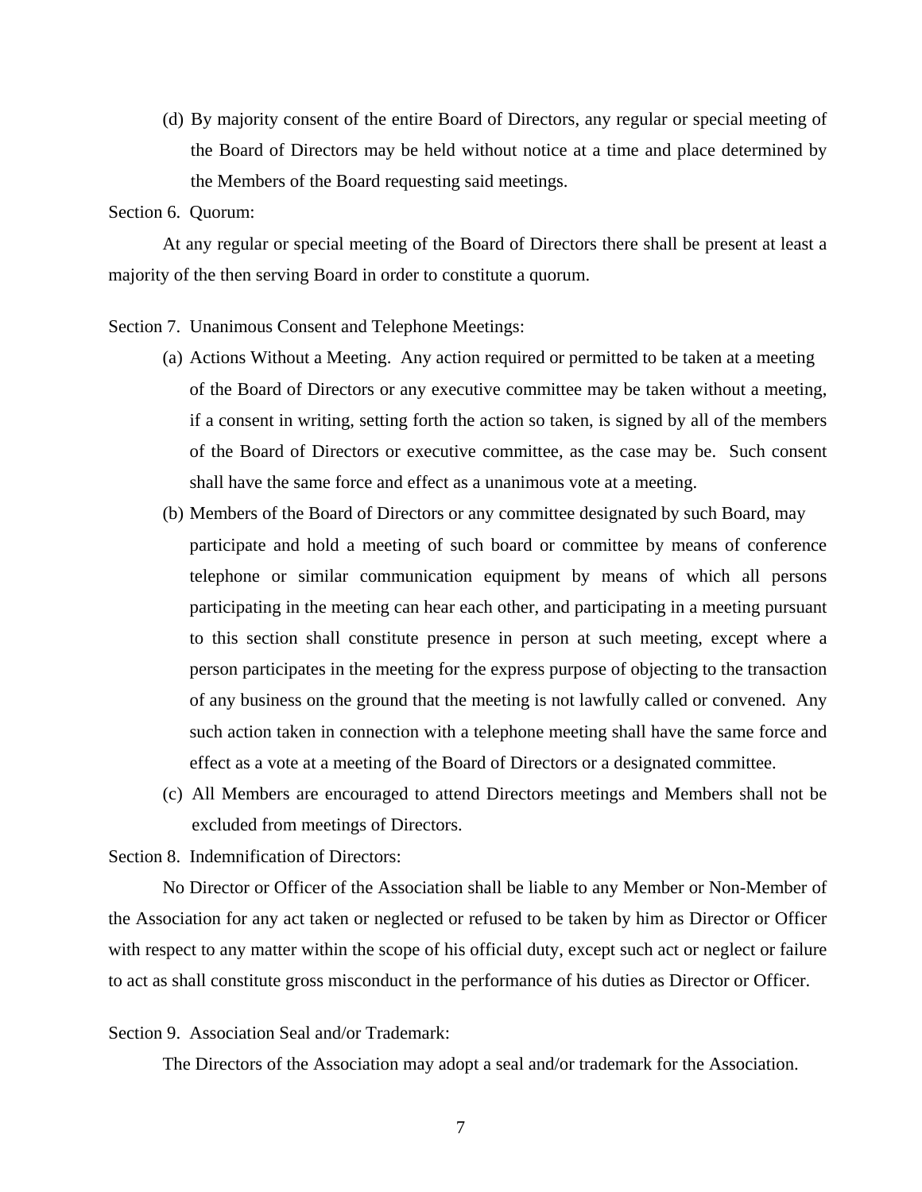(d) By majority consent of the entire Board of Directors, any regular or special meeting of the Board of Directors may be held without notice at a time and place determined by the Members of the Board requesting said meetings.

Section 6. Quorum:

At any regular or special meeting of the Board of Directors there shall be present at least a majority of the then serving Board in order to constitute a quorum.

Section 7. Unanimous Consent and Telephone Meetings:

(a) Actions Without a Meeting. Any action required or permitted to be taken at a meeting of the Board of Directors or any executive committee may be taken without a meeting, if a consent in writing, setting forth the action so taken, is signed by all of the members of the Board of Directors or executive committee, as the case may be. Such consent shall have the same force and effect as a unanimous vote at a meeting.

(b) Members of the Board of Directors or any committee designated by such Board, may participate and hold a meeting of such board or committee by means of conference telephone or similar communication equipment by means of which all persons participating in the meeting can hear each other, and participating in a meeting pursuant to this section shall constitute presence in person at such meeting, except where a person participates in the meeting for the express purpose of objecting to the transaction of any business on the ground that the meeting is not lawfully called or convened. Any such action taken in connection with a telephone meeting shall have the same force and effect as a vote at a meeting of the Board of Directors or a designated committee.

(c) All Members are encouraged to attend Directors meetings and Members shall not be excluded from meetings of Directors.

Section 8. Indemnification of Directors:

No Director or Officer of the Association shall be liable to any Member or Non-Member of the Association for any act taken or neglected or refused to be taken by him as Director or Officer with respect to any matter within the scope of his official duty, except such act or neglect or failure to act as shall constitute gross misconduct in the performance of his duties as Director or Officer.

Section 9. Association Seal and/or Trademark:

The Directors of the Association may adopt a seal and/or trademark for the Association.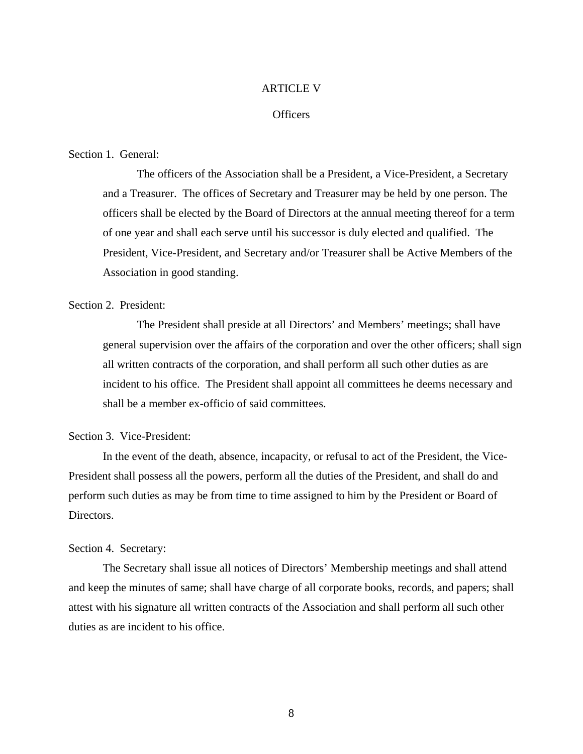# ARTICLE V

## Officers

Section 1. General:

The officers of the Association shall be a President, a Vice-President, a Secretary and a Treasurer. The offices of Secretary and Treasurer may be held by one person. The officers shall be elected by the Board of Directors at the annual meeting thereof for a term of one year and shall each serve until his successor is duly elected and qualified. The President, Vice-President, and Secretary and/or Treasurer shall be Active Members of the Association in good standing.

Section 2. President:

The President shall preside at all Directors' and Members' meetings; shall have general supervision over the affairs of the corporation and over the other officers; shall sign all written contracts of the corporation, and shall perform all such other duties as are incident to his office. The President shall appoint all committees he deems necessary and shall be a member ex-officio of said committees.

Section 3. Vice-President:

In the event of the death, absence, incapacity, or refusal to act of the President, the Vice-President shall possess all the powers, perform all the duties of the President, and shall do and perform such duties as may be from time to time assigned to him by the President or Board of Directors.

Section 4. Secretary:

The Secretary shall issue all notices of Directors' Membership meetings and shall attend and keep the minutes of same; shall have charge of all corporate books, records, and papers; shall attest with his signature all written contracts of the Association and shall perform all such other duties as are incident to his office.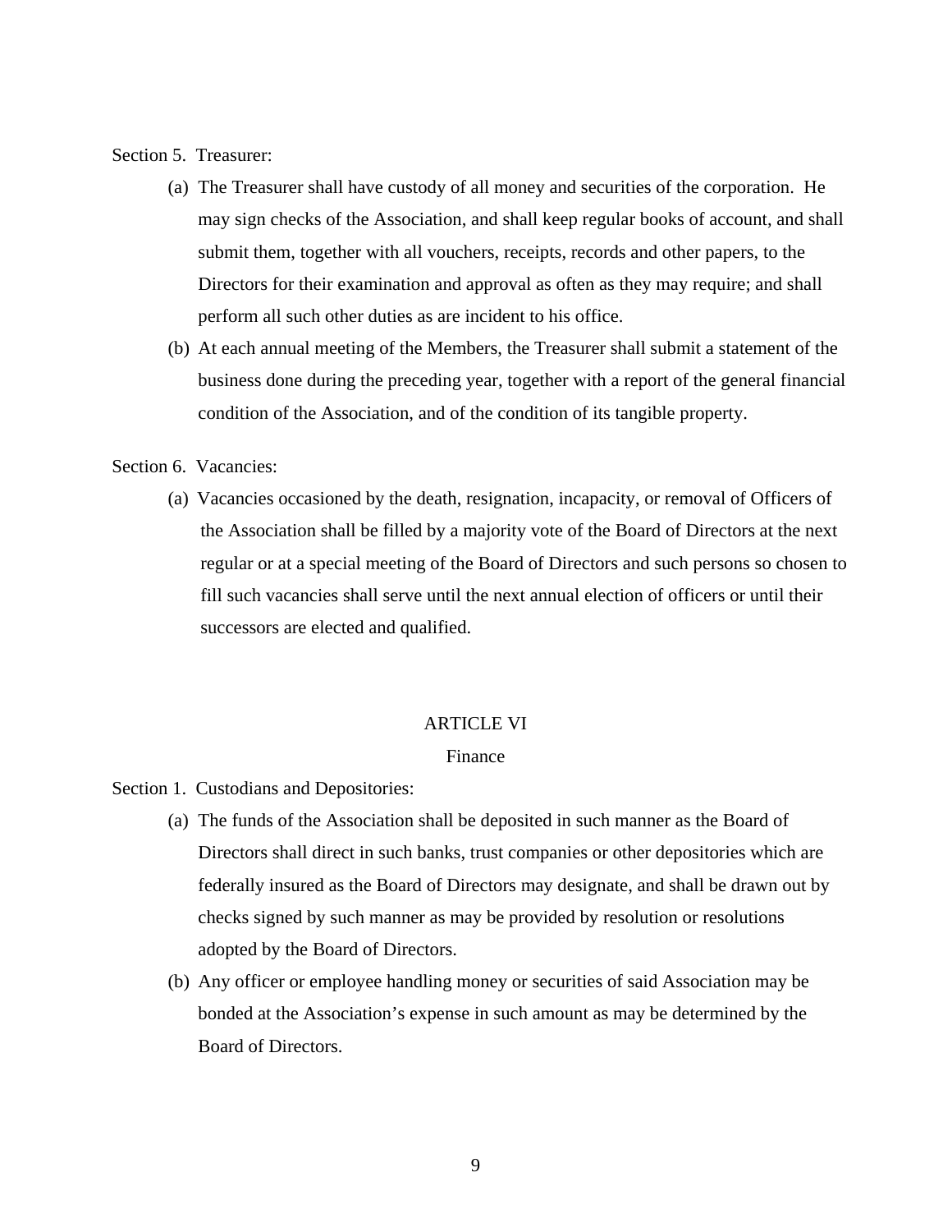Section 5. Treasurer:

(a) The Treasurer shall have custody of all money and securities of the corporation. He may sign checks of the Association, and shall keep regular books of account, and shall submit them, together with all vouchers, receipts, records and other papers, to the Directors for their examination and approval as often as they may require; and shall perform all such other duties as are incident to his office.

(b) At each annual meeting of the Members, the Treasurer shall submit a statement of the business done during the preceding year, together with a report of the general financial condition of the Association, and of the condition of its tangible property.

Section 6. Vacancies:

(a) Vacancies occasioned by the death, resignation, incapacity, or removal of Officers of the Association shall be filled by a majority vote of the Board of Directors at the next regular or at a special meeting of the Board of Directors and such persons so chosen to fill such vacancies shall serve until the next annual election of officers or until their successors are elected and qualified.

## ARTICLE VI

### Finance

Section 1. Custodians and Depositories:

(a) The funds of the Association shall be deposited in such manner as the Board of Directors shall direct in such banks, trust companies or other depositories which are federally insured as the Board of Directors may designate, and shall be drawn out by checks signed by such manner as may be provided by resolution or resolutions adopted by the Board of Directors.

(b) Any officer or employee handling money or securities of said Association may be bonded at the Association's expense in such amount as may be determined by the Board of Directors.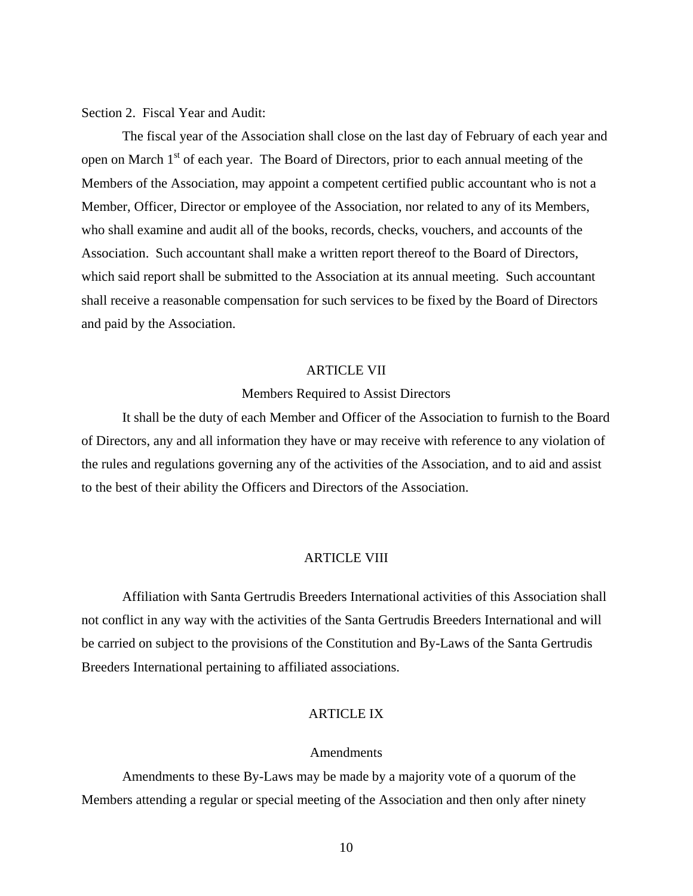Section 2. Fiscal Year and Audit:

The fiscal year of the Association shall close on the last day of February of each year and open on March 1st of each year. The Board of Directors, prior to each annual meeting of the Members of the Association, may appoint a competent certified public accountant who is not a Member, Officer, Director or employee of the Association, nor related to any of its Members, who shall examine and audit all of the books, records, checks, vouchers, and accounts of the Association. Such accountant shall make a written report thereof to the Board of Directors, which said report shall be submitted to the Association at its annual meeting. Such accountant shall receive a reasonable compensation for such services to be fixed by the Board of Directors and paid by the Association.

## ARTICLE VII

### Members Required to Assist Directors

It shall be the duty of each Member and Officer of the Association to furnish to the Board of Directors, any and all information they have or may receive with reference to any violation of the rules and regulations governing any of the activities of the Association, and to aid and assist to the best of their ability the Officers and Directors of the Association.

## ARTICLE VIII

Affiliation with Santa Gertrudis Breeders International activities of this Association shall not conflict in any way with the activities of the Santa Gertrudis Breeders International and will be carried on subject to the provisions of the Constitution and By-Laws of the Santa Gertrudis Breeders International pertaining to affiliated associations.

## ARTICLE IX

### Amendments

Amendments to these By-Laws may be made by a majority vote of a quorum of the Members attending a regular or special meeting of the Association and then only after ninety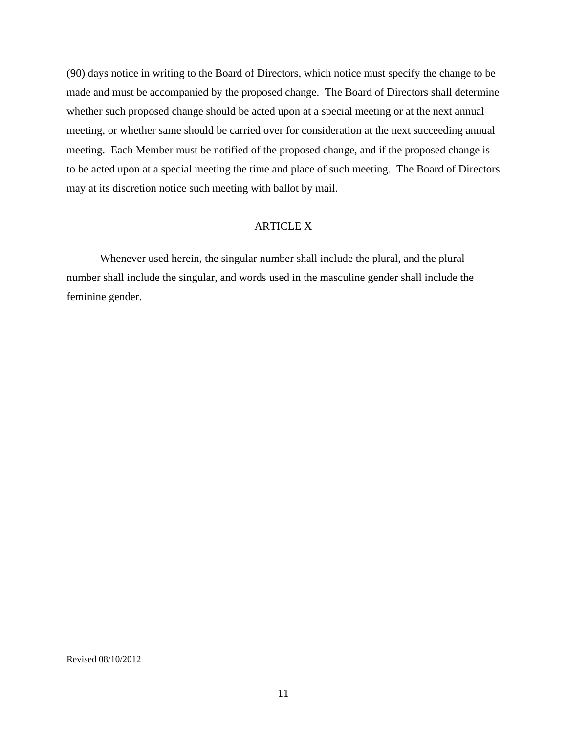(90) days notice in writing to the Board of Directors, which notice must specify the change to be made and must be accompanied by the proposed change. The Board of Directors shall determine whether such proposed change should be acted upon at a special meeting or at the next annual meeting, or whether same should be carried over for consideration at the next succeeding annual meeting. Each Member must be notified of the proposed change, and if the proposed change is to be acted upon at a special meeting the time and place of such meeting. The Board of Directors may at its discretion notice such meeting with ballot by mail.

## ARTICLE X

Whenever used herein, the singular number shall include the plural, and the plural number shall include the singular, and words used in the masculine gender shall include the feminine gender.

Revised 08/10/2012